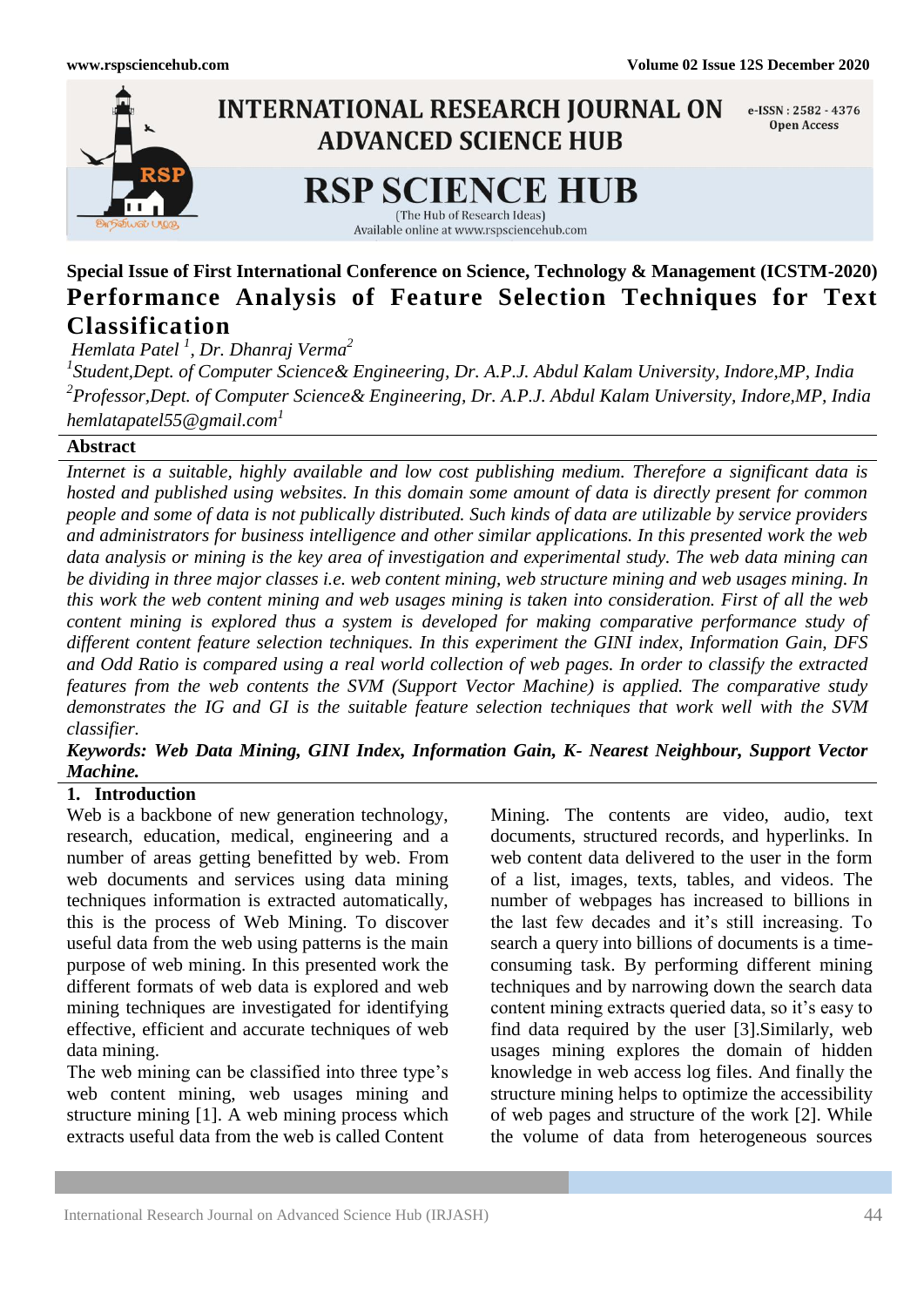Special Issue of First International Conference on Science, Technology & Management (ICSTM-2020)

# Performance Analysis of Feature Selection Techniques for Text Classification

*Hemlata Patel [1], Dr. Dhanraj Verma[2]*

*[1]Student,Dept. of Computer Science& Engineering, Dr. A.P.J. Abdul Kalam University, Indore,MP, India*
*[2]Professor,Dept. of Computer Science& Engineering, Dr. A.P.J. Abdul Kalam University, Indore,MP, India*
*hemlatapatel55@gmail.com[1]*

## Abstract

*Internet is a suitable, highly available and low cost publishing medium. Therefore a significant data is hosted and published using websites. In this domain some amount of data is directly present for common people and some of data is not publically distributed. Such kinds of data are utilizable by service providers and administrators for business intelligence and other similar applications. In this presented work the web data analysis or mining is the key area of investigation and experimental study. The web data mining can be dividing in three major classes i.e. web content mining, web structure mining and web usages mining. In this work the web content mining and web usages mining is taken into consideration. First of all the web content mining is explored thus a system is developed for making comparative performance study of different content feature selection techniques. In this experiment the GINI index, Information Gain, DFS and Odd Ratio is compared using a real world collection of web pages. In order to classify the extracted features from the web contents the SVM (Support Vector Machine) is applied. The comparative study demonstrates the IG and GI is the suitable feature selection techniques that work well with the SVM classifier.*

***Keywords: Web Data Mining, GINI Index, Information Gain, K- Nearest Neighbour, Support Vector Machine.***

## 1. Introduction

Web is a backbone of new generation technology, research, education, medical, engineering and a number of areas getting benefitted by web. From web documents and services using data mining techniques information is extracted automatically, this is the process of Web Mining. To discover useful data from the web using patterns is the main purpose of web mining. In this presented work the different formats of web data is explored and web mining techniques are investigated for identifying effective, efficient and accurate techniques of web data mining.

The web mining can be classified into three type's web content mining, web usages mining and structure mining [1]. A web mining process which extracts useful data from the web is called Content Mining. The contents are video, audio, text documents, structured records, and hyperlinks. In web content data delivered to the user in the form of a list, images, texts, tables, and videos. The number of webpages has increased to billions in the last few decades and it's still increasing. To search a query into billions of documents is a time-consuming task. By performing different mining techniques and by narrowing down the search data content mining extracts queried data, so it's easy to find data required by the user [3].Similarly, web usages mining explores the domain of hidden knowledge in web access log files. And finally the structure mining helps to optimize the accessibility of web pages and structure of the work [2]. While the volume of data from heterogeneous sources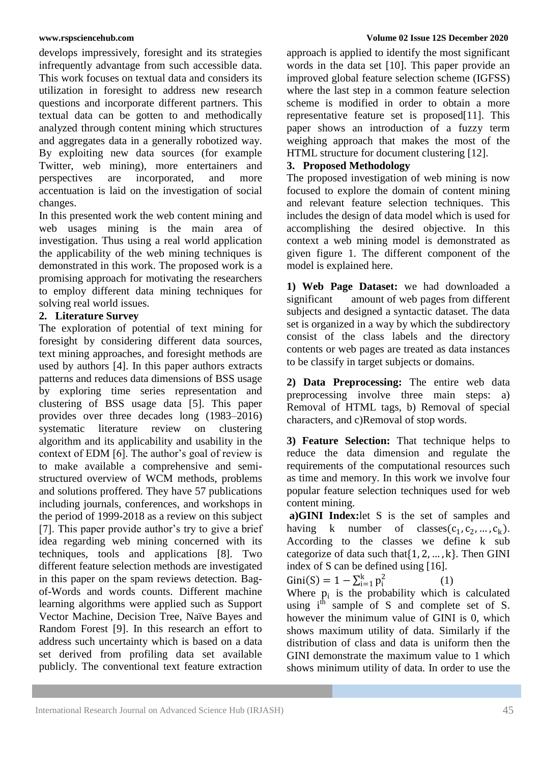develops impressively, foresight and its strategies infrequently advantage from such accessible data. This work focuses on textual data and considers its utilization in foresight to address new research questions and incorporate different partners. This textual data can be gotten to and methodically analyzed through content mining which structures and aggregates data in a generally robotized way. By exploiting new data sources (for example Twitter, web mining), more entertainers and perspectives are incorporated, and more accentuation is laid on the investigation of social changes.

In this presented work the web content mining and web usages mining is the main area of investigation. Thus using a real world application the applicability of the web mining techniques is demonstrated in this work. The proposed work is a promising approach for motivating the researchers to employ different data mining techniques for solving real world issues.

## 2. Literature Survey

The exploration of potential of text mining for foresight by considering different data sources, text mining approaches, and foresight methods are used by authors [4]. In this paper authors extracts patterns and reduces data dimensions of BSS usage by exploring time series representation and clustering of BSS usage data [5]. This paper provides over three decades long (1983–2016) systematic literature review on clustering algorithm and its applicability and usability in the context of EDM [6]. The author's goal of review is to make available a comprehensive and semi-structured overview of WCM methods, problems and solutions proffered. They have 57 publications including journals, conferences, and workshops in the period of 1999-2018 as a review on this subject [7]. This paper provide author's try to give a brief idea regarding web mining concerned with its techniques, tools and applications [8]. Two different feature selection methods are investigated in this paper on the spam reviews detection. Bag-of-Words and words counts. Different machine learning algorithms were applied such as Support Vector Machine, Decision Tree, Naïve Bayes and Random Forest [9]. In this research an effort to address such uncertainty which is based on a data set derived from profiling data set available publicly. The conventional text feature extraction approach is applied to identify the most significant words in the data set [10]. This paper provide an improved global feature selection scheme (IGFSS) where the last step in a common feature selection scheme is modified in order to obtain a more representative feature set is proposed[11]. This paper shows an introduction of a fuzzy term weighing approach that makes the most of the HTML structure for document clustering [12].

## 3. Proposed Methodology

The proposed investigation of web mining is now focused to explore the domain of content mining and relevant feature selection techniques. This includes the design of data model which is used for accomplishing the desired objective. In this context a web mining model is demonstrated as given figure 1. The different component of the model is explained here.

**1) Web Page Dataset:** we had downloaded a significant amount of web pages from different subjects and designed a syntactic dataset. The data set is organized in a way by which the subdirectory consist of the class labels and the directory contents or web pages are treated as data instances to be classify in target subjects or domains.

**2) Data Preprocessing:** The entire web data preprocessing involve three main steps: a) Removal of HTML tags, b) Removal of special characters, and c)Removal of stop words.

**3) Feature Selection:** That technique helps to reduce the data dimension and regulate the requirements of the computational resources such as time and memory. In this work we involve four popular feature selection techniques used for web content mining.

**a)GINI Index:**let S is the set of samples and having k number of classes$(c_1, c_2, \ldots, c_k)$. According to the classes we define k sub categorize of data such that$\{1, 2, \ldots, k\}$. Then GINI index of S can be defined using [16].

$$\text{Gini}(S) = 1 - \sum_{i=1}^{k} p_i^2 \qquad (1)$$

Where $p_i$ is the probability which is calculated using $i^{th}$ sample of S and complete set of S. however the minimum value of GINI is 0, which shows maximum utility of data. Similarly if the distribution of class and data is uniform then the GINI demonstrate the maximum value to 1 which shows minimum utility of data. In order to use the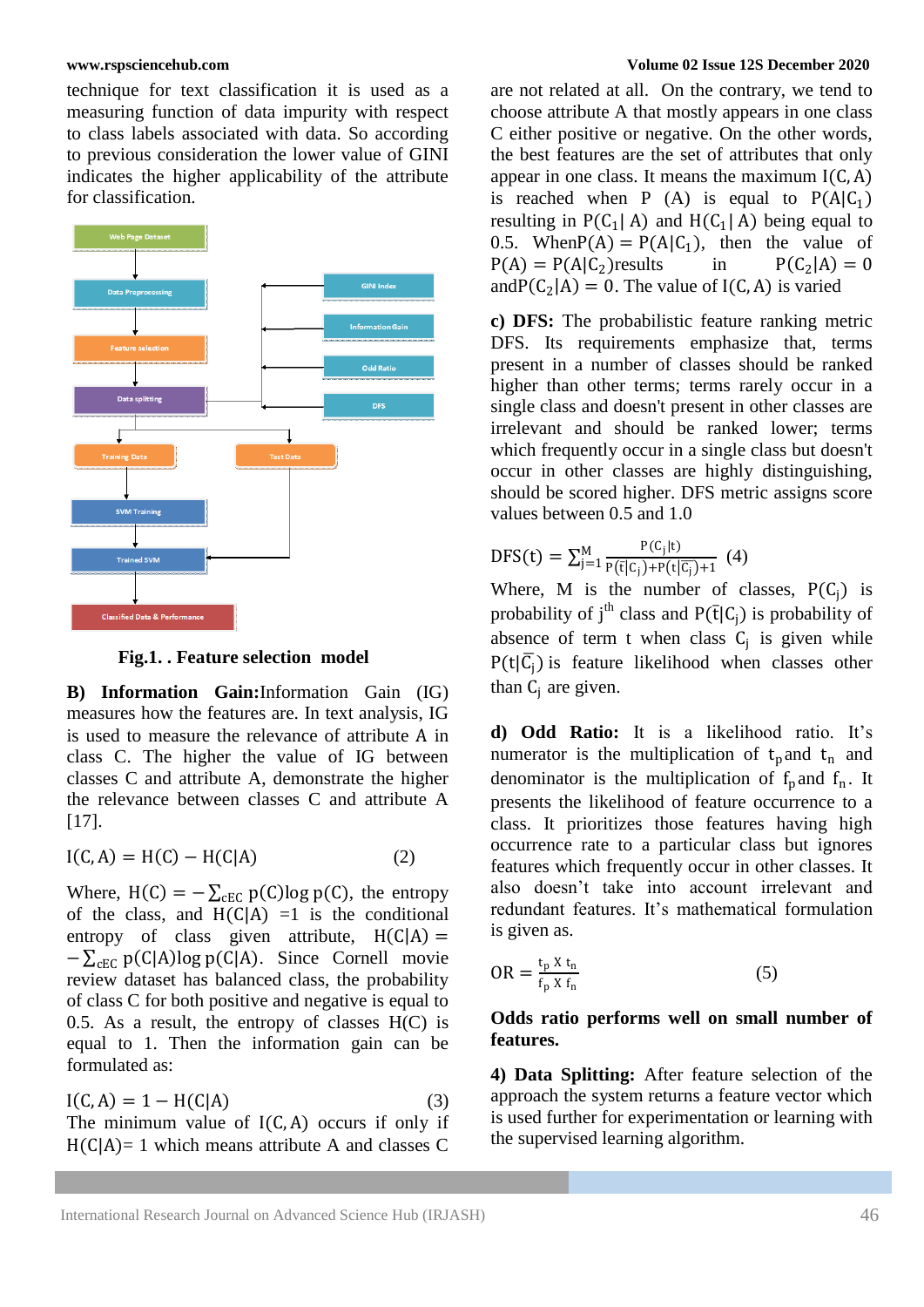technique for text classification it is used as a measuring function of data impurity with respect to class labels associated with data. So according to previous consideration the lower value of GINI indicates the higher applicability of the attribute for classification.

**Fig.1. . Feature selection model**

**B) Information Gain:** Information Gain (IG) measures how the features are. In text analysis, IG is used to measure the relevance of attribute A in class C. The higher the value of IG between classes C and attribute A, demonstrate the higher the relevance between classes C and attribute A [17].

$$I(C, A) = H(C) - H(C|A) \quad (2)$$

Where, $H(C) = -\sum_{cEC} p(C)\log p(C)$, the entropy of the class, and $H(C|A)$ =1 is the conditional entropy of class given attribute, $H(C|A) = -\sum_{cEC} p(C|A)\log p(C|A)$. Since Cornell movie review dataset has balanced class, the probability of class C for both positive and negative is equal to 0.5. As a result, the entropy of classes H(C) is equal to 1. Then the information gain can be formulated as:

$$I(C, A) = 1 - H(C|A) \quad (3)$$

The minimum value of $I(C, A)$ occurs if only if $H(C|A)$= 1 which means attribute A and classes C are not related at all. On the contrary, we tend to choose attribute A that mostly appears in one class C either positive or negative. On the other words, the best features are the set of attributes that only appear in one class. It means the maximum $I(C, A)$ is reached when P (A) is equal to $P(A|C_1)$ resulting in $P(C_1|A)$ and $H(C_1|A)$ being equal to 0.5. When $P(A) = P(A|C_1)$, then the value of $P(A) = P(A|C_2)$ results in $P(C_2|A) = 0$ and $P(C_2|A) = 0$. The value of $I(C, A)$ is varied

**c) DFS:** The probabilistic feature ranking metric DFS. Its requirements emphasize that, terms present in a number of classes should be ranked higher than other terms; terms rarely occur in a single class and doesn't present in other classes are irrelevant and should be ranked lower; terms which frequently occur in a single class but doesn't occur in other classes are highly distinguishing, should be scored higher. DFS metric assigns score values between 0.5 and 1.0

$$DFS(t) = \sum_{j=1}^{M} \frac{P(C_j|t)}{P(\bar{t}|C_j) + P(t|\bar{C_j}) + 1} \quad (4)$$

Where, M is the number of classes, $P(C_j)$ is probability of $j^{th}$ class and $P(\bar{t}|C_j)$ is probability of absence of term t when class $C_j$ is given while $P(t|\bar{C_j})$ is feature likelihood when classes other than $C_j$ are given.

**d) Odd Ratio:** It is a likelihood ratio. It's numerator is the multiplication of $t_p$ and $t_n$ and denominator is the multiplication of $f_p$ and $f_n$. It presents the likelihood of feature occurrence to a class. It prioritizes those features having high occurrence rate to a particular class but ignores features which frequently occur in other classes. It also doesn't take into account irrelevant and redundant features. It's mathematical formulation is given as.

$$OR = \frac{t_p \ X \ t_n}{f_p \ X \ f_n} \quad (5)$$

**Odds ratio performs well on small number of features.**

**4) Data Splitting:** After feature selection of the approach the system returns a feature vector which is used further for experimentation or learning with the supervised learning algorithm.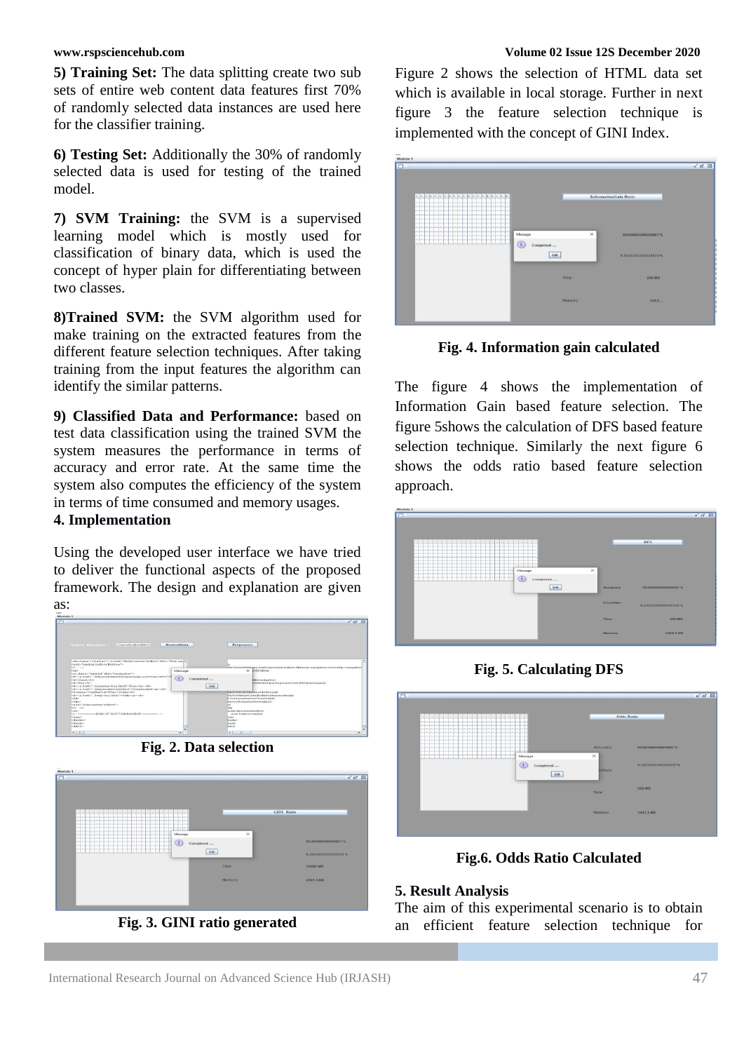**5) Training Set:** The data splitting create two sub sets of entire web content data features first 70% of randomly selected data instances are used here for the classifier training.

**6) Testing Set:** Additionally the 30% of randomly selected data is used for testing of the trained model.

**7) SVM Training:** the SVM is a supervised learning model which is mostly used for classification of binary data, which is used the concept of hyper plain for differentiating between two classes.

**8)Trained SVM:** the SVM algorithm used for make training on the extracted features from the different feature selection techniques. After taking training from the input features the algorithm can identify the similar patterns.

**9) Classified Data and Performance:** based on test data classification using the trained SVM the system measures the performance in terms of accuracy and error rate. At the same time the system also computes the efficiency of the system in terms of time consumed and memory usages.

## 4. Implementation

Using the developed user interface we have tried to deliver the functional aspects of the proposed framework. The design and explanation are given as:

**Fig. 2. Data selection**

**Fig. 3. GINI ratio generated**

Figure 2 shows the selection of HTML data set which is available in local storage. Further in next figure 3 the feature selection technique is implemented with the concept of GINI Index.

**Fig. 4. Information gain calculated**

The figure 4 shows the implementation of Information Gain based feature selection. The figure 5shows the calculation of DFS based feature selection technique. Similarly the next figure 6 shows the odds ratio based feature selection approach.

**Fig. 5. Calculating DFS**

**Fig.6. Odds Ratio Calculated**

## 5. Result Analysis

The aim of this experimental scenario is to obtain an efficient feature selection technique for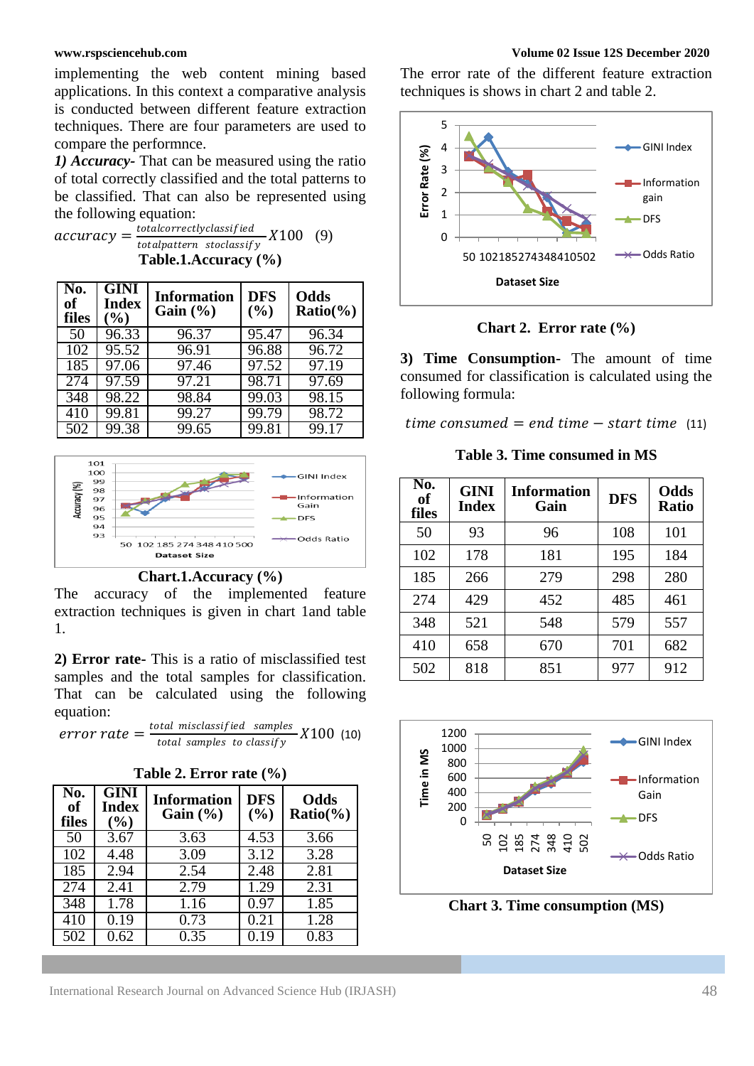implementing the web content mining based applications. In this context a comparative analysis is conducted between different feature extraction techniques. There are four parameters are used to compare the performnce.

***1) Accuracy-*** That can be measured using the ratio of total correctly classified and the total patterns to be classified. That can also be represented using the following equation:

$$accuracy = \frac{totalcorrectlyclassified}{totalpattern\ \ stoclassify} X100 \quad (9)$$

**Table.1.Accuracy (%)**

| No. of files | GINI Index (%) | Information Gain (%) | DFS (%) | Odds Ratio(%) |
|---|---|---|---|---|
| 50 | 96.33 | 96.37 | 95.47 | 96.34 |
| 102 | 95.52 | 96.91 | 96.88 | 96.72 |
| 185 | 97.06 | 97.46 | 97.52 | 97.19 |
| 274 | 97.59 | 97.21 | 98.71 | 97.69 |
| 348 | 98.22 | 98.84 | 99.03 | 98.15 |
| 410 | 99.81 | 99.27 | 99.79 | 98.72 |
| 502 | 99.38 | 99.65 | 99.81 | 99.17 |

**Chart.1.Accuracy (%)**

The accuracy of the implemented feature extraction techniques is given in chart 1and table 1.

**2) Error rate-** This is a ratio of misclassified test samples and the total samples for classification. That can be calculated using the following equation:

$$error\ rate = \frac{total\ \ misclassified\ \ samples}{total\ \ samples\ \ to\ classify} X100 \quad (10)$$

**Table 2. Error rate (%)**

| No. of files | GINI Index (%) | Information Gain (%) | DFS (%) | Odds Ratio(%) |
|---|---|---|---|---|
| 50 | 3.67 | 3.63 | 4.53 | 3.66 |
| 102 | 4.48 | 3.09 | 3.12 | 3.28 |
| 185 | 2.94 | 2.54 | 2.48 | 2.81 |
| 274 | 2.41 | 2.79 | 1.29 | 2.31 |
| 348 | 1.78 | 1.16 | 0.97 | 1.85 |
| 410 | 0.19 | 0.73 | 0.21 | 1.28 |
| 502 | 0.62 | 0.35 | 0.19 | 0.83 |

The error rate of the different feature extraction techniques is shows in chart 2 and table 2.

**Chart 2. Error rate (%)**

**3) Time Consumption-** The amount of time consumed for classification is calculated using the following formula:

$$time\ consumed = end\ time - start\ time \quad (11)$$

**Table 3. Time consumed in MS**

| No. of files | GINI Index | Information Gain | DFS | Odds Ratio |
|---|---|---|---|---|
| 50 | 93 | 96 | 108 | 101 |
| 102 | 178 | 181 | 195 | 184 |
| 185 | 266 | 279 | 298 | 280 |
| 274 | 429 | 452 | 485 | 461 |
| 348 | 521 | 548 | 579 | 557 |
| 410 | 658 | 670 | 701 | 682 |
| 502 | 818 | 851 | 977 | 912 |

**Chart 3. Time consumption (MS)**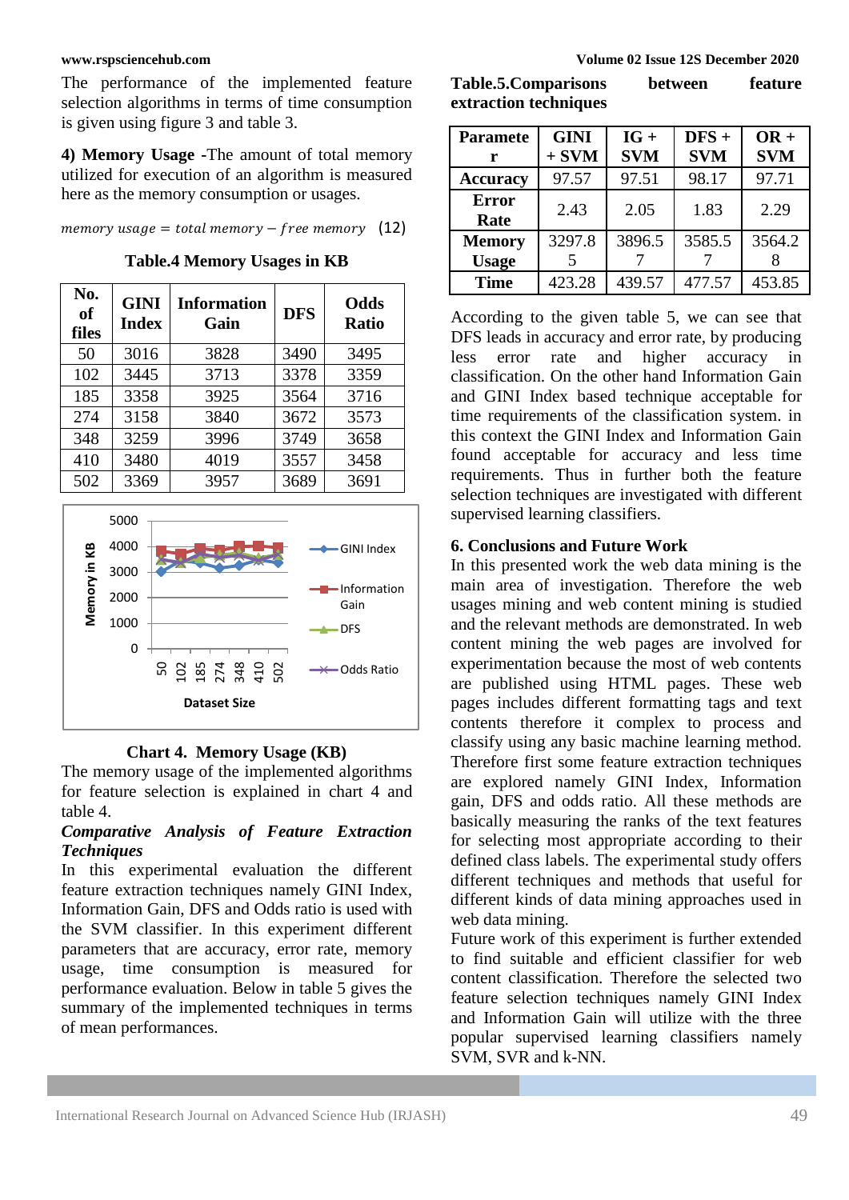The performance of the implemented feature selection algorithms in terms of time consumption is given using figure 3 and table 3.

**4) Memory Usage** -The amount of total memory utilized for execution of an algorithm is measured here as the memory consumption or usages.

$$memory\ usage = total\ memory - free\ memory \quad (12)$$

**Table.4 Memory Usages in KB**

| No. of files | GINI Index | Information Gain | DFS | Odds Ratio |
|---|---|---|---|---|
| 50 | 3016 | 3828 | 3490 | 3495 |
| 102 | 3445 | 3713 | 3378 | 3359 |
| 185 | 3358 | 3925 | 3564 | 3716 |
| 274 | 3158 | 3840 | 3672 | 3573 |
| 348 | 3259 | 3996 | 3749 | 3658 |
| 410 | 3480 | 4019 | 3557 | 3458 |
| 502 | 3369 | 3957 | 3689 | 3691 |

**Chart 4. Memory Usage (KB)**

The memory usage of the implemented algorithms for feature selection is explained in chart 4 and table 4.

***Comparative Analysis of Feature Extraction Techniques***

In this experimental evaluation the different feature extraction techniques namely GINI Index, Information Gain, DFS and Odds ratio is used with the SVM classifier. In this experiment different parameters that are accuracy, error rate, memory usage, time consumption is measured for performance evaluation. Below in table 5 gives the summary of the implemented techniques in terms of mean performances.

**Table.5.Comparisons between feature extraction techniques**

| Parameter | GINI + SVM | IG + SVM | DFS + SVM | OR + SVM |
|---|---|---|---|---|
| Accuracy | 97.57 | 97.51 | 98.17 | 97.71 |
| Error Rate | 2.43 | 2.05 | 1.83 | 2.29 |
| Memory Usage | 3297.85 | 3896.57 | 3585.57 | 3564.28 |
| Time | 423.28 | 439.57 | 477.57 | 453.85 |

According to the given table 5, we can see that DFS leads in accuracy and error rate, by producing less error rate and higher accuracy in classification. On the other hand Information Gain and GINI Index based technique acceptable for time requirements of the classification system. in this context the GINI Index and Information Gain found acceptable for accuracy and less time requirements. Thus in further both the feature selection techniques are investigated with different supervised learning classifiers.

## 6. Conclusions and Future Work

In this presented work the web data mining is the main area of investigation. Therefore the web usages mining and web content mining is studied and the relevant methods are demonstrated. In web content mining the web pages are involved for experimentation because the most of web contents are published using HTML pages. These web pages includes different formatting tags and text contents therefore it complex to process and classify using any basic machine learning method. Therefore first some feature extraction techniques are explored namely GINI Index, Information gain, DFS and odds ratio. All these methods are basically measuring the ranks of the text features for selecting most appropriate according to their defined class labels. The experimental study offers different techniques and methods that useful for different kinds of data mining approaches used in web data mining.

Future work of this experiment is further extended to find suitable and efficient classifier for web content classification. Therefore the selected two feature selection techniques namely GINI Index and Information Gain will utilize with the three popular supervised learning classifiers namely SVM, SVR and k-NN.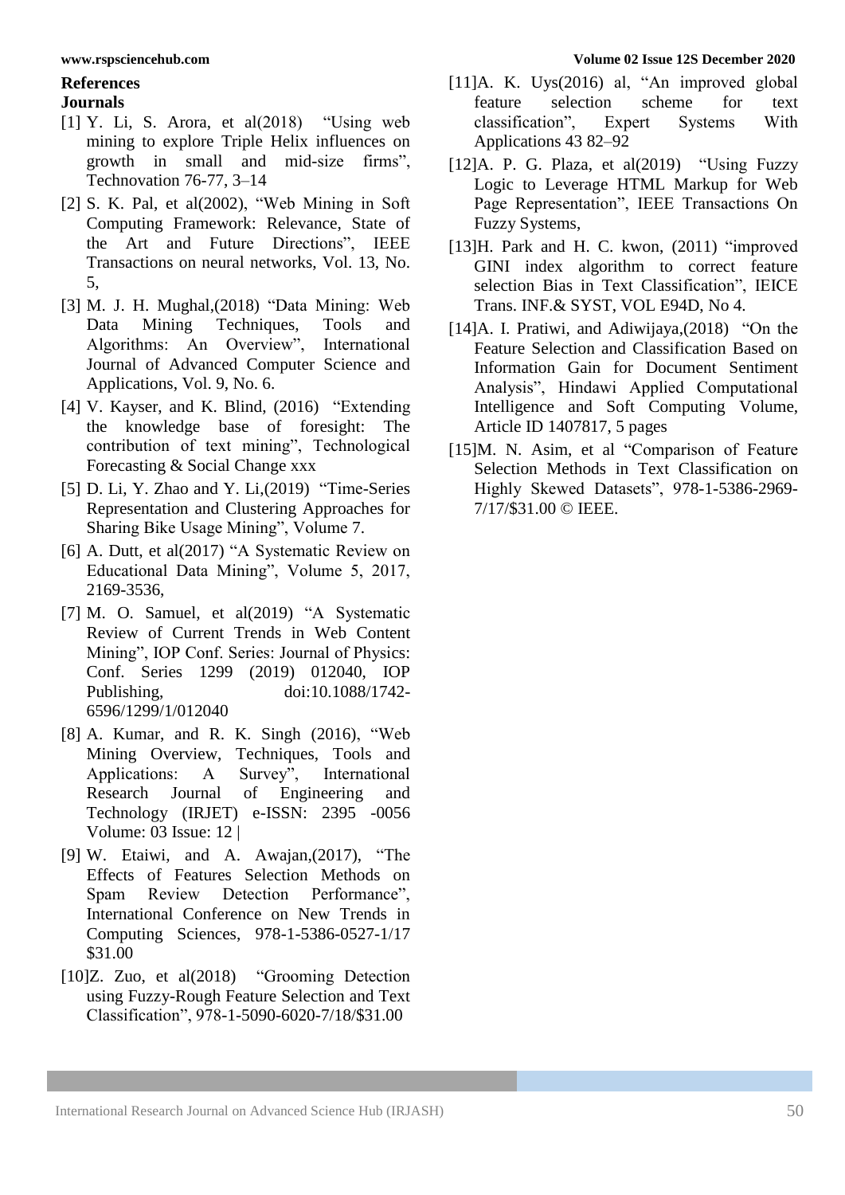## References

### Journals

[1] Y. Li, S. Arora, et al(2018) "Using web mining to explore Triple Helix influences on growth in small and mid-size firms", Technovation 76-77, 3–14

[2] S. K. Pal, et al(2002), "Web Mining in Soft Computing Framework: Relevance, State of the Art and Future Directions", IEEE Transactions on neural networks, Vol. 13, No. 5,

[3] M. J. H. Mughal,(2018) "Data Mining: Web Data Mining Techniques, Tools and Algorithms: An Overview", International Journal of Advanced Computer Science and Applications, Vol. 9, No. 6.

[4] V. Kayser, and K. Blind, (2016) "Extending the knowledge base of foresight: The contribution of text mining", Technological Forecasting & Social Change xxx

[5] D. Li, Y. Zhao and Y. Li,(2019) "Time-Series Representation and Clustering Approaches for Sharing Bike Usage Mining", Volume 7.

[6] A. Dutt, et al(2017) "A Systematic Review on Educational Data Mining", Volume 5, 2017, 2169-3536,

[7] M. O. Samuel, et al(2019) "A Systematic Review of Current Trends in Web Content Mining", IOP Conf. Series: Journal of Physics: Conf. Series 1299 (2019) 012040, IOP Publishing, doi:10.1088/1742-6596/1299/1/012040

[8] A. Kumar, and R. K. Singh (2016), "Web Mining Overview, Techniques, Tools and Applications: A Survey", International Research Journal of Engineering and Technology (IRJET) e-ISSN: 2395 -0056 Volume: 03 Issue: 12 |

[9] W. Etaiwi, and A. Awajan,(2017), "The Effects of Features Selection Methods on Spam Review Detection Performance", International Conference on New Trends in Computing Sciences, 978-1-5386-0527-1/17 $31.00

[10] Z. Zuo, et al(2018) "Grooming Detection using Fuzzy-Rough Feature Selection and Text Classification", 978-1-5090-6020-7/18/$31.00

[11] A. K. Uys(2016) al, "An improved global feature selection scheme for text classification", Expert Systems With Applications 43 82–92

[12] A. P. G. Plaza, et al(2019) "Using Fuzzy Logic to Leverage HTML Markup for Web Page Representation", IEEE Transactions On Fuzzy Systems,

[13] H. Park and H. C. kwon, (2011) "improved GINI index algorithm to correct feature selection Bias in Text Classification", IEICE Trans. INF.& SYST, VOL E94D, No 4.

[14] A. I. Pratiwi, and Adiwijaya,(2018) "On the Feature Selection and Classification Based on Information Gain for Document Sentiment Analysis", Hindawi Applied Computational Intelligence and Soft Computing Volume, Article ID 1407817, 5 pages

[15] M. N. Asim, et al "Comparison of Feature Selection Methods in Text Classification on Highly Skewed Datasets", 978-1-5386-2969-7/17/$31.00 © IEEE.